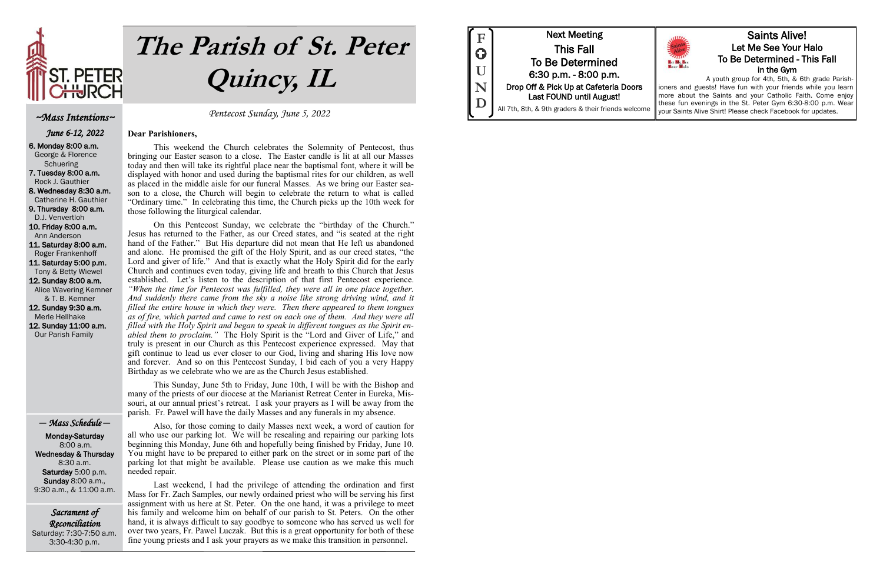# The Parish of St. Peter Quincy, IL

*Pentecost Sunday, June 5, 2022*

## ~Mass Intentions~

*June 6-12, 2022*

**6. Monday 8:00 a.m.**
George & Florence Schuering

**7. Tuesday 8:00 a.m.**
Rock J. Gauthier

**8. Wednesday 8:30 a.m.**
Catherine H. Gauthier

**9. Thursday 8:00 a.m.**
D.J. Venvertloh

**10. Friday 8:00 a.m.**
Ann Anderson

**11. Saturday 8:00 a.m.**
Roger Frankenhoff

**11. Saturday 5:00 p.m.**
Tony & Betty Wiewel

**12. Sunday 8:00 a.m.**
Alice Wavering Kemner & T. B. Kemner

**12. Sunday 9:30 a.m.**
Merle Hellhake

**12. Sunday 11:00 a.m.**
Our Parish Family

## — Mass Schedule —

**Monday-Saturday**
8:00 a.m.
**Wednesday & Thursday**
8:30 a.m.
**Saturday** 5:00 p.m.
**Sunday** 8:00 a.m., 9:30 a.m., & 11:00 a.m.

## Sacrament of Reconciliation

Saturday: 7:30-7:50 a.m.
3:30-4:30 p.m.

**Dear Parishioners,**

This weekend the Church celebrates the Solemnity of Pentecost, thus bringing our Easter season to a close. The Easter candle is lit at all our Masses today and then will take its rightful place near the baptismal font, where it will be displayed with honor and used during the baptismal rites for our children, as well as placed in the middle aisle for our funeral Masses. As we bring our Easter season to a close, the Church will begin to celebrate the return to what is called "Ordinary time." In celebrating this time, the Church picks up the 10th week for those following the liturgical calendar.

On this Pentecost Sunday, we celebrate the "birthday of the Church." Jesus has returned to the Father, as our Creed states, and "is seated at the right hand of the Father." But His departure did not mean that He left us abandoned and alone. He promised the gift of the Holy Spirit, and as our creed states, "the Lord and giver of life." And that is exactly what the Holy Spirit did for the early Church and continues even today, giving life and breath to this Church that Jesus established. Let's listen to the description of that first Pentecost experience. *"When the time for Pentecost was fulfilled, they were all in one place together. And suddenly there came from the sky a noise like strong driving wind, and it filled the entire house in which they were. Then there appeared to them tongues as of fire, which parted and came to rest on each one of them. And they were all filled with the Holy Spirit and began to speak in different tongues as the Spirit enabled them to proclaim."* The Holy Spirit is the "Lord and Giver of Life," and truly is present in our Church as this Pentecost experience expressed. May that gift continue to lead us ever closer to our God, living and sharing His love now and forever. And so on this Pentecost Sunday, I bid each of you a very Happy Birthday as we celebrate who we are as the Church Jesus established.

This Sunday, June 5th to Friday, June 10th, I will be with the Bishop and many of the priests of our diocese at the Marianist Retreat Center in Eureka, Missouri, at our annual priest's retreat. I ask your prayers as I will be away from the parish. Fr. Pawel will have the daily Masses and any funerals in my absence.

Also, for those coming to daily Masses next week, a word of caution for all who use our parking lot. We will be resealing and repairing our parking lots beginning this Monday, June 6th and hopefully being finished by Friday, June 10. You might have to be prepared to either park on the street or in some part of the parking lot that might be available. Please use caution as we make this much needed repair.

Last weekend, I had the privilege of attending the ordination and first Mass for Fr. Zach Samples, our newly ordained priest who will be serving his first assignment with us here at St. Peter. On the one hand, it was a privilege to meet his family and welcome him on behalf of our parish to St. Peters. On the other hand, it is always difficult to say goodbye to someone who has served us well for over two years, Fr. Pawel Luczak. But this is a great opportunity for both of these fine young priests and I ask your prayers as we make this transition in personnel.

## FOUND

**Next Meeting**
**This Fall**
**To Be Determined**
**6:30 p.m. - 8:00 p.m.**
**Drop Off & Pick Up at Cafeteria Doors**
**Last FOUND until August!**

All 7th, 8th, & 9th graders & their friends welcome

## Saints Alive!

**Let Me See Your Halo**
**To Be Determined - This Fall**
**in the Gym**

A youth group for 4th, 5th, & 6th grade Parishioners and guests! Have fun with your friends while you learn more about the Saints and your Catholic Faith. Come enjoy these fun evenings in the St. Peter Gym 6:30-8:00 p.m. Wear your Saints Alive Shirt! Please check Facebook for updates.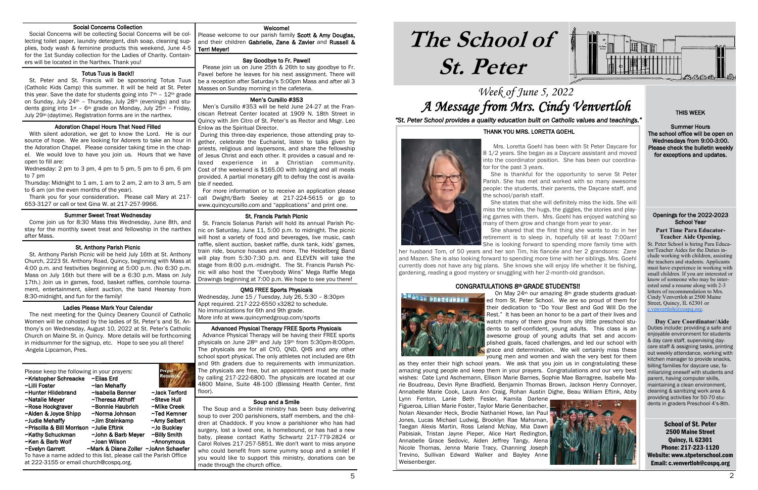### Social Concerns Collection

Social Concerns will be collecting Social Concerns will be collecting toilet paper, laundry detergent, dish soap, cleaning supplies, body wash & feminine products this weekend, June 4-5 for the 1st Sunday collection for the Ladies of Charity. Containers will be located in the Narthex. Thank you!

### Totus Tuus is Back!!

St. Peter and St. Francis will be sponsoring Totus Tuus (Catholic Kids Camp) this summer. It will be held at St. Peter this year. Save the date for students going into 7th – 12th grade on Sunday, July 24th – Thursday, July 28th (evenings) and students going into 1st – 6th grade on Monday, July 25th – Friday, July 29th (daytime). Registration forms are in the narthex.

### Adoration Chapel Hours That Need Filled

With silent adoration, we get to know the Lord. He is our source of hope. We are looking for Adorers to take an hour in the Adoration Chapel. Please consider taking time in the chapel. We would love to have you join us. Hours that we have open to fill are:

Wednesday: 2 pm to 3 pm, 4 pm to 5 pm, 5 pm to 6 pm, 6 pm to 7 pm

Thursday: Midnight to 1 am, 1 am to 2 am, 2 am to 3 am, 5 am to 6 am (on the even months of the year).

Thank you for your consideration. Please call Mary at 217-653-3127 or call or text Gina W. at 217-257-9966.

### Summer Sweet Treat Wednesday

Come join us for 8:30 Mass this Wednesday, June 8th, and stay for the monthly sweet treat and fellowship in the narthex after Mass.

### St. Anthony Parish Picnic

St. Anthony Parish Picnic will be held July 16th at St. Anthony Church, 2223 St. Anthony Road, Quincy, beginning with Mass at 4:00 p.m. and festivities beginning at 5:00 p.m. (No 6:30 p.m. Mass on July 16th but there will be a 6:30 p.m. Mass on July 17th.) Join us in games, food, basket raffles, cornhole tournament, entertainment, silent auction, the band Hearsay from 8:30-midnight, and fun for the family!

### Ladies Please Mark Your Calendar

The next meeting for the Quincy Deanery Council of Catholic Women will be cohosted by the ladies of St. Peter's and St. Anthony's on Wednesday, August 10, 2022 at St. Peter's Catholic Church on Maine St. in Quincy. More details will be forthcoming in midsummer for the signup, etc. Hope to see you all there!
-Angela Lipcamon, Pres.

Please keep the following in your prayers:

~Kristopher Schreacke ~Elias Erd
~Lilli Foster ~Ian Mehaffy
~Hunter Hildebrand ~Isabella Benner ~Jack Terford
~Natalie Meyer ~Theresa Althoff ~Steve Hull
~Rose Hockgraver ~Bonnie Haubrich ~Mike Creek
~Alden & Joyce Shipp ~Norma Johnson ~Ted Kemner
~Judie Mehaffy ~Jim Steinkamp ~Amy Seibert
~Priscilla & Bill Morrison ~Julie Eftink ~Jo Buckley
~Kathy Schuckman ~John & Barb Meyer ~Billy Smith
~Ken & Barb Wolf ~Joan Wilson ~Anonymous
~Evelyn Garrett ~Mark & Diane Zoller ~JoAnn Schaefer

To have a name added to this list, please call the Parish Office at 222-3155 or email church@cospq.org.

### Welcome!

Please welcome to our parish family **Scott & Amy Douglas,** and their children **Gabrielle, Zane & Zavier** and **Russell & Terri Meyer!**

### Say Goodbye to Fr. Pawel!

Please join us on June 25th & 26th to say goodbye to Fr. Pawel before he leaves for his next assignment. There will be a reception after Saturday's 5:00pm Mass and after all 3 Masses on Sunday morning in the cafeteria.

### Men's Cursillo #353

Men's Cursillo #353 will be held June 24-27 at the Franciscan Retreat Center located at 1909 N. 18th Street in Quincy with Jim Citro of St. Peter's as Rector and Msgr. Leo Enlow as the Spiritual Director.

During this three-day experience, those attending pray together, celebrate the Eucharist, listen to talks given by priests, religious and laypersons, and share the fellowship of Jesus Christ and each other. It provides a casual and relaxed experience in a Christian community. Cost of the weekend is $165.00 with lodging and all meals provided. A partial monetary gift to defray the cost is available if needed.

For more information or to receive an application please call Dwight/Barb Seeley at 217-224-5615 or go to www.quincycursillo.com and "applications" and print one.

### St. Francis Parish Picnic

St. Francis Solanus Parish will hold its annual Parish Picnic on Saturday, June 11, 5:00 p.m. to midnight. The picnic will host a variety of food and beverages, live music, cash raffle, silent auction, basket raffle, dunk tank, kids' games, train ride, bounce houses and more. The Heidelberg Band will play from 5:30-7:30 p.m. and ELEVEN will take the stage from 8:00 p.m.-midnight. The St. Francis Parish Picnic will also host the "Everybody Wins" Mega Raffle Mega Drawings beginning at 7:00 p.m. We hope to see you there!

### QMG FREE Sports Physicals

Wednesday, June 15 / Tuesday, July 26, 5:30 – 8:30pm
Appt required. 217-222-6550 x3282 to schedule.
No immunizations for 6th and 9th grade.
More info at www.quincymedgroup.com/sports

### Advanced Physical Therapy FREE Sports Physicals

Advance Physical Therapy will be having their FREE sports physicals on June 28th and July 19th from 5:30pm-8:00pm. The physicals are for all CYO, QND, QHS and any other school sport physical. The only athletes not included are 6th and 9th graders due to requirements with immunization. The physicals are free, but an appointment must be made by calling 217-222-6800. The physicals are located at our 4800 Maine, Suite 48-100 (Blessing Health Center, first floor).

### Soup and a Smile

The Soup and a Smile ministry has been busy delivering soup to over 200 parishioners, staff members, and the children at Chaddock. If you know a parishioner who has had surgery, lost a loved one, is homebound, or has had a new baby, please contact Kathy Schwartz 217-779-2824 or Carol Rolves 217-257-5851. We don't want to miss anyone who could benefit from some yummy soup and a smile! If you would like to support this ministry, donations can be made through the church office.

# The School of St. Peter

## Week of June 5, 2022
## A Message from Mrs. Cindy Venvertloh

*"St. Peter School provides a quality education built on Catholic values and teachings."*

### THANK YOU MRS. LORETTA GOEHL

Mrs. Loretta Goehl has been with St Peter Daycare for 8 1/2 years. She began as a Daycare assistant and moved into the coordinator position. She has been our coordinator for the past 3 years.

She is thankful for the opportunity to serve St Peter Parish. She has met and worked with so many awesome people: the students, their parents, the Daycare staff, and the school/parish staff.

She states that she will definitely miss the kids. She will miss the smiles, the hugs, the giggles, the stories and playing games with them. Mrs. Goehl has enjoyed watching so many of them grow and change from year to year.

She shared that the first thing she wants to do in her retirement is to sleep in, hopefully still at least 7:00am! She is looking forward to spending more time with her husband Tom, of 50 years and her son Tim, his fiancée and her 2 grandsons: Zane and Mazen. She is also looking forward to spending more time with her siblings. Mrs. Goehl currently does not have any big plans. She knows she will enjoy life whether it be fishing, gardening, reading a good mystery or snuggling with her 2-month-old grandson.

### CONGRATULATIONS 8th GRADE STUDENTS!!

On May 24th our amazing 8th grade students graduated from St. Peter School. We are so proud of them for their dedication to "Do Your Best and God Will Do the Rest." It has been an honor to be a part of their lives and watch many of them grow from shy little preschool students to self-confident, young adults. This class is an awesome group of young adults that set and accomplished goals, faced challenges, and led our school with grace and determination. We will certainly miss these young men and women and wish the very best for them as they enter their high school years. We ask that you join us in congratulating these amazing young people and keep them in your prayers. Congratulations and our very best wishes: Cate Lynd Aschemann, Ellison Marie Barnes, Sophie Mae Barragree, Isabelle Marie Boudreau, Devin Ryne Bradfield, Benjamin Thomas Brown, Jackson Henry Connoyer, Annabelle Marie Cook, Laura Ann Craig, Rohan Austin Dighe, Beau William Eftink, Abby Lynn Fenton, Lanie Beth Fesler, Kamila Darlene Figueroa, Lillian Marie Foster, Taylor Marie Genenbacher, Nolan Alexander Heck, Brodie Nathaniel Howe, Ian Paul Jones, Lucas Michael Ludwig, Brooklyn Rae Mahsman, Taegan Alexis Martin, Ross Leland McNay, Mia Dawn Pabisiak, Tristan Jayne Pieper, Alice Hart Redington, Annabelle Grace Sedovic, Aiden Jeffrey Tangy, Alena Nicole Thomas, Jenna Marie Tracy, Channing Joseph Trevino, Sullivan Edward Walker and Bayley Anne Weisenberger.

### THIS WEEK

**Summer Hours**
**The school office will be open on Wednesdays from 9:00-3:00. Please check the bulletin weekly for exceptions and updates.**

### Openings for the 2022-2023 School Year

**Part Time Para Educator-Teacher Aide Opening.**

St. Peter School is hiring Para Educator/Teacher Aides for the Duties include working with children, assisting the teachers and students. Applicants must have experience in working with small children. If you are interested or know of someone who may be interested send a resume along with 2-3 letters of recommendation to Mrs. Cindy Venvertloh at 2500 Maine Street, Quincy, IL 62301 or c.venvertloh@cospq.org.

**Day Care Coordinator/Aide**

Duties include: providing a safe and enjoyable environment for students & day care staff, supervising daycare staff & assigning tasks, printing out weekly attendance, working with kitchen manager to provide snacks, billing families for daycare use, familiarizing oneself with students and parent, having computer skills, maintaining a clean environment, cleaning & sanitizing work area & providing activities for 50-70 students in graders Preschool 4's-8th.

**School of St. Peter**
**2500 Maine Street**
**Quincy, IL 62301**
**Phone: 217-223-1120**
**Website: www.stpeterschool.com**
**Email: c.venvertloh@cospq.org**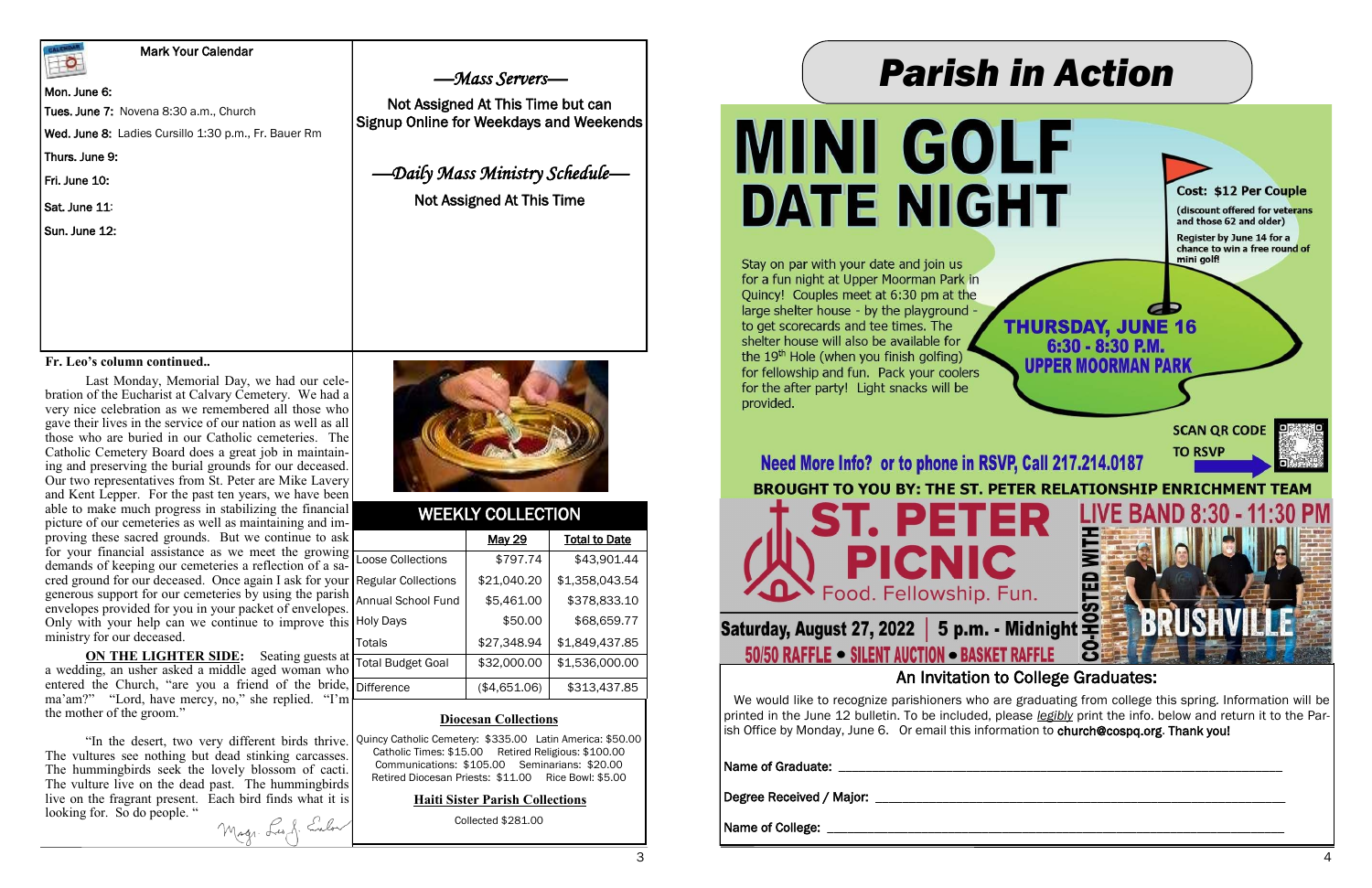## Mark Your Calendar

**Mon. June 6:**

**Tues. June 7:** Novena 8:30 a.m., Church

**Wed. June 8:** Ladies Cursillo 1:30 p.m., Fr. Bauer Rm

**Thurs. June 9:**

**Fri. June 10:**

**Sat. June 11:**

**Sun. June 12:**

### —*Mass Servers*—

Not Assigned At This Time but can Signup Online for Weekdays and Weekends

### —*Daily Mass Ministry Schedule*—

Not Assigned At This Time

**Fr. Leo's column continued..**

Last Monday, Memorial Day, we had our celebration of the Eucharist at Calvary Cemetery. We had a very nice celebration as we remembered all those who gave their lives in the service of our nation as well as all those who are buried in our Catholic cemeteries. The Catholic Cemetery Board does a great job in maintaining and preserving the burial grounds for our deceased. Our two representatives from St. Peter are Mike Lavery and Kent Lepper. For the past ten years, we have been able to make much progress in stabilizing the financial picture of our cemeteries as well as maintaining and improving these sacred grounds. But we continue to ask for your financial assistance as we meet the growing demands of keeping our cemeteries a reflection of a sacred ground for our deceased. Once again I ask for your generous support for our cemeteries by using the parish envelopes provided for you in your packet of envelopes. Only with your help can we continue to improve this ministry for our deceased.

**ON THE LIGHTER SIDE:** Seating guests at a wedding, an usher asked a middle aged woman who entered the Church, "are you a friend of the bride, ma'am?" "Lord, have mercy, no," she replied. "I'm the mother of the groom."

"In the desert, two very different birds thrive. The vultures see nothing but dead stinking carcasses. The hummingbirds seek the lovely blossom of cacti. The vulture live on the dead past. The hummingbirds live on the fragrant present. Each bird finds what it is looking for. So do people. "

## WEEKLY COLLECTION

| | May 29 | Total to Date |
|---|---|---|
| Loose Collections | $797.74 | $43,901.44 |
| Regular Collections | $21,040.20 | $1,358,043.54 |
| Annual School Fund | $5,461.00 | $378,833.10 |
| Holy Days | $50.00 | $68,659.77 |
| Totals | $27,348.94 | $1,849,437.85 |
| Total Budget Goal | $32,000.00 | $1,536,000.00 |
| Difference | ($4,651.06) | $313,437.85 |

### Diocesan Collections

Quincy Catholic Cemetery: $335.00 Latin America: $50.00
Catholic Times: $15.00 Retired Religious: $100.00
Communications: $105.00 Seminarians: $20.00
Retired Diocesan Priests: $11.00 Rice Bowl: $5.00

### Haiti Sister Parish Collections

Collected $281.00

# Parish in Action

# MINI GOLF DATE NIGHT

Stay on par with your date and join us for a fun night at Upper Moorman Park in Quincy! Couples meet at 6:30 pm at the large shelter house - by the playground - to get scorecards and tee times. The shelter house will also be available for the 19th Hole (when you finish golfing) for fellowship and fun. Pack your coolers for the after party! Light snacks will be provided.

**Cost: $12 Per Couple**

(discount offered for veterans and those 62 and older)

Register by June 14 for a chance to win a free round of mini golf!

**THURSDAY, JUNE 16**
**6:30 - 8:30 P.M.**
**UPPER MOORMAN PARK**

SCAN QR CODE TO RSVP

**Need More Info? or to phone in RSVP, Call 217.214.0187**

**BROUGHT TO YOU BY: THE ST. PETER RELATIONSHIP ENRICHMENT TEAM**

# ST. PETER PICNIC

Food. Fellowship. Fun.

**Saturday, August 27, 2022 | 5 p.m. - Midnight**

**50/50 RAFFLE • SILENT AUCTION • BASKET RAFFLE**

**LIVE BAND 8:30 - 11:30 PM**

CO-HOSTED WITH BRUSHVILLE

## An Invitation to College Graduates:

We would like to recognize parishioners who are graduating from college this spring. Information will be printed in the June 12 bulletin. To be included, please *legibly* print the info. below and return it to the Parish Office by Monday, June 6. Or email this information to **church@cospq.org. Thank you!**

Name of Graduate: ______________________________

Degree Received / Major: ______________________________

Name of College: ______________________________